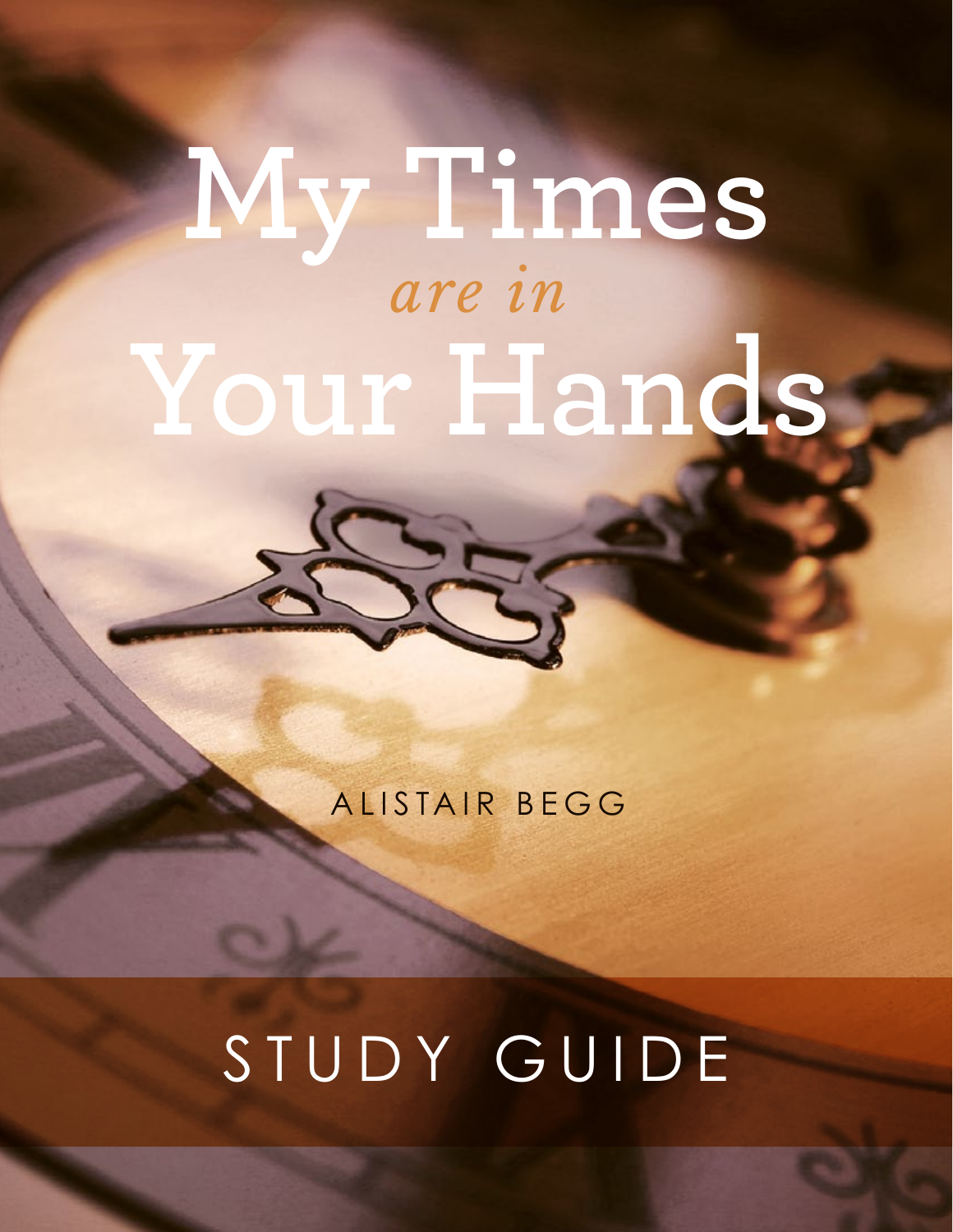# My Times *are in* Your Hands

ALISTAIR BEGG

STUDY GUIDE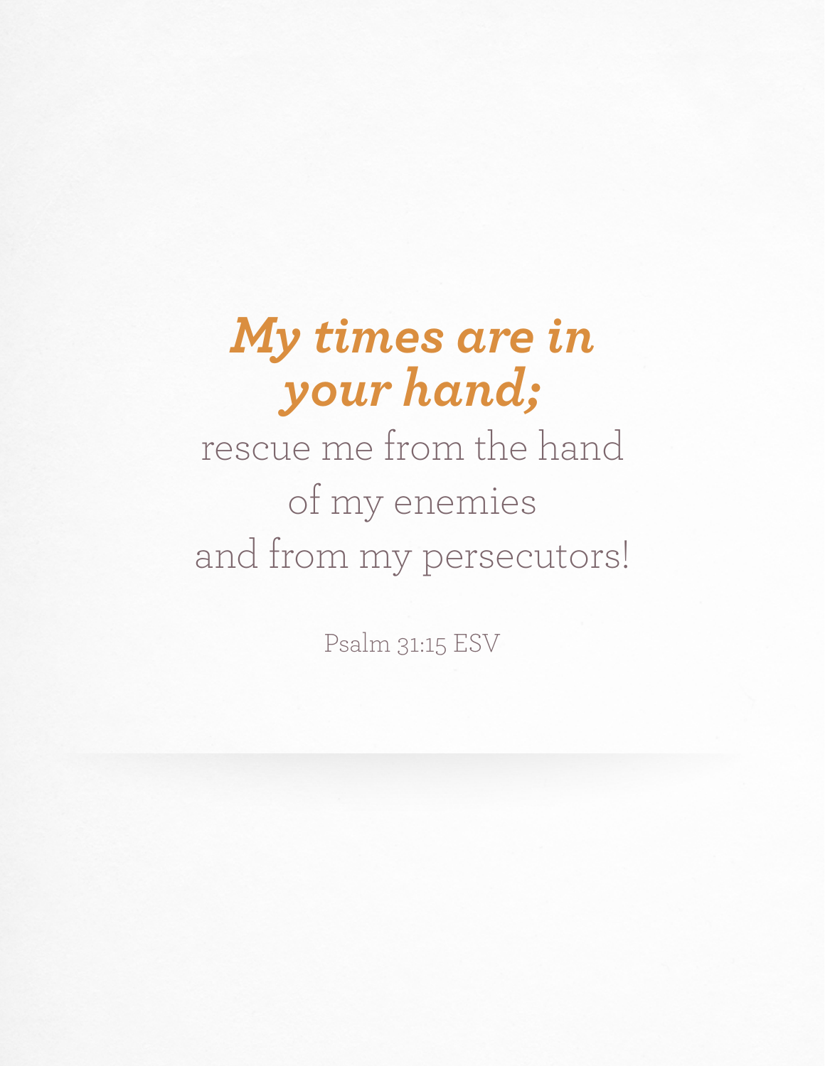***My times are in your hand;***

rescue me from the hand
of my enemies
and from my persecutors!

Psalm 31:15 ESV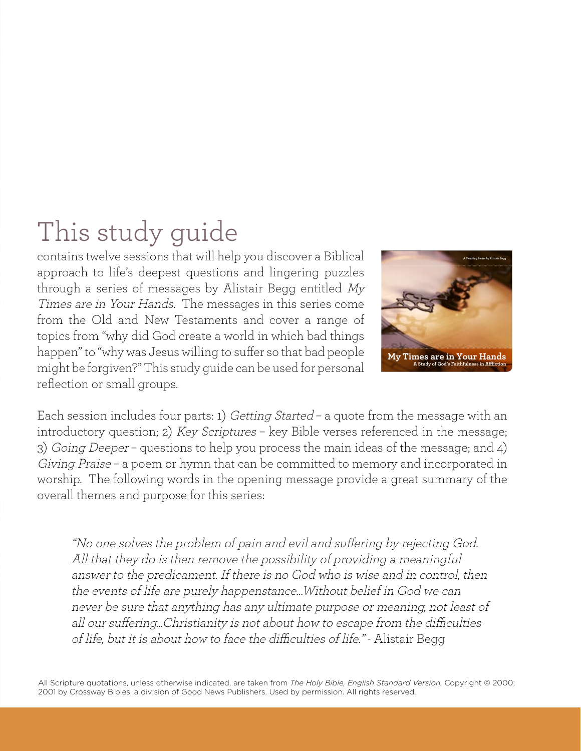# This study guide

contains twelve sessions that will help you discover a Biblical approach to life's deepest questions and lingering puzzles through a series of messages by Alistair Begg entitled *My Times are in Your Hands.* The messages in this series come from the Old and New Testaments and cover a range of topics from "why did God create a world in which bad things happen" to "why was Jesus willing to suffer so that bad people might be forgiven?" This study guide can be used for personal reflection or small groups.

Each session includes four parts: 1) *Getting Started* – a quote from the message with an introductory question; 2) *Key Scriptures* – key Bible verses referenced in the message; 3) *Going Deeper* – questions to help you process the main ideas of the message; and 4) *Giving Praise* – a poem or hymn that can be committed to memory and incorporated in worship. The following words in the opening message provide a great summary of the overall themes and purpose for this series:

> *"No one solves the problem of pain and evil and suffering by rejecting God. All that they do is then remove the possibility of providing a meaningful answer to the predicament. If there is no God who is wise and in control, then the events of life are purely happenstance...Without belief in God we can never be sure that anything has any ultimate purpose or meaning, not least of all our suffering...Christianity is not about how to escape from the difficulties of life, but it is about how to face the difficulties of life."* - Alistair Begg

All Scripture quotations, unless otherwise indicated, are taken from *The Holy Bible, English Standard Version.* Copyright © 2000; 2001 by Crossway Bibles, a division of Good News Publishers. Used by permission. All rights reserved.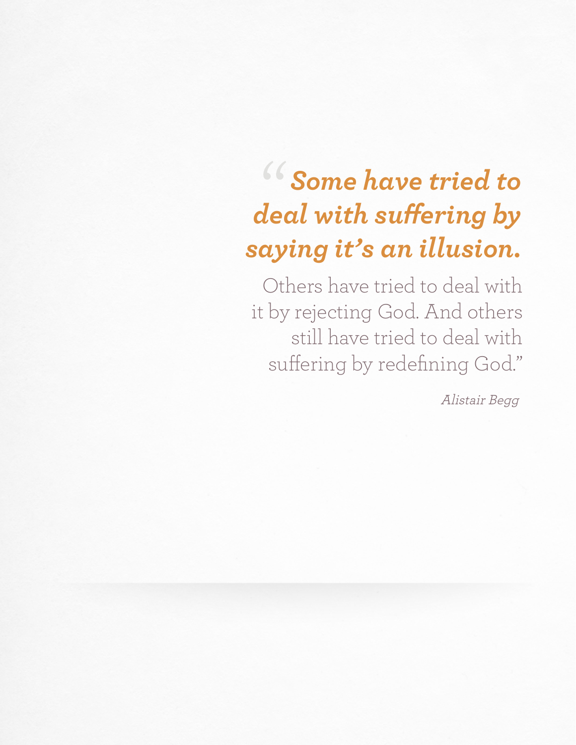> ***"Some have tried to deal with suffering by saying it's an illusion.***
>
> Others have tried to deal with it by rejecting God. And others still have tried to deal with suffering by redefining God."
>
> *Alistair Begg*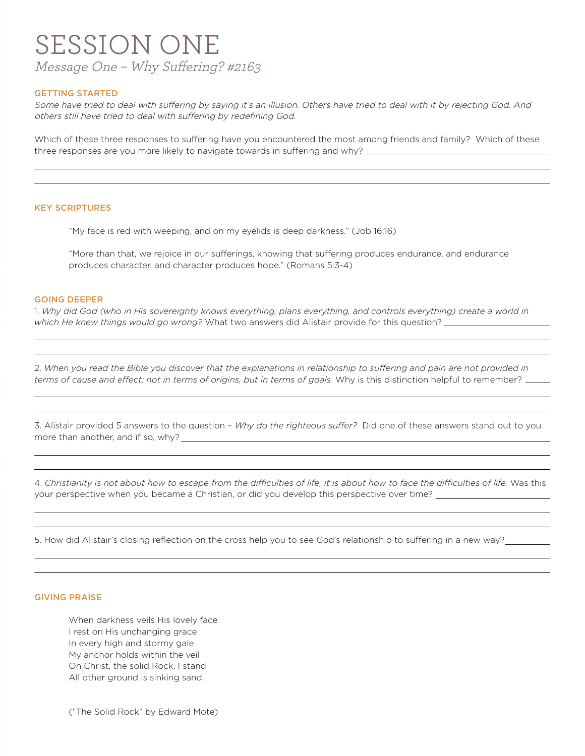# SESSION ONE

*Message One – Why Suffering? #2163*

## GETTING STARTED

*Some have tried to deal with suffering by saying it's an illusion. Others have tried to deal with it by rejecting God. And others still have tried to deal with suffering by redefining God.*

Which of these three responses to suffering have you encountered the most among friends and family? Which of these three responses are you more likely to navigate towards in suffering and why?

## KEY SCRIPTURES

> "My face is red with weeping, and on my eyelids is deep darkness." (Job 16:16)
>
> "More than that, we rejoice in our sufferings, knowing that suffering produces endurance, and endurance produces character, and character produces hope." (Romans 5:3-4)

## GOING DEEPER

1. *Why did God (who in His sovereignty knows everything, plans everything, and controls everything) create a world in which He knew things would go wrong?* What two answers did Alistair provide for this question?

2. *When you read the Bible you discover that the explanations in relationship to suffering and pain are not provided in terms of cause and effect; not in terms of origins, but in terms of goals.* Why is this distinction helpful to remember?

3. Alistair provided 5 answers to the question – *Why do the righteous suffer?* Did one of these answers stand out to you more than another, and if so, why?

4. *Christianity is not about how to escape from the difficulties of life; it is about how to face the difficulties of life.* Was this your perspective when you became a Christian, or did you develop this perspective over time?

5. How did Alistair's closing reflection on the cross help you to see God's relationship to suffering in a new way?

## GIVING PRAISE

> When darkness veils His lovely face
> I rest on His unchanging grace
> In every high and stormy gale
> My anchor holds within the veil
> On Christ, the solid Rock, I stand
> All other ground is sinking sand.
>
> ("The Solid Rock" by Edward Mote)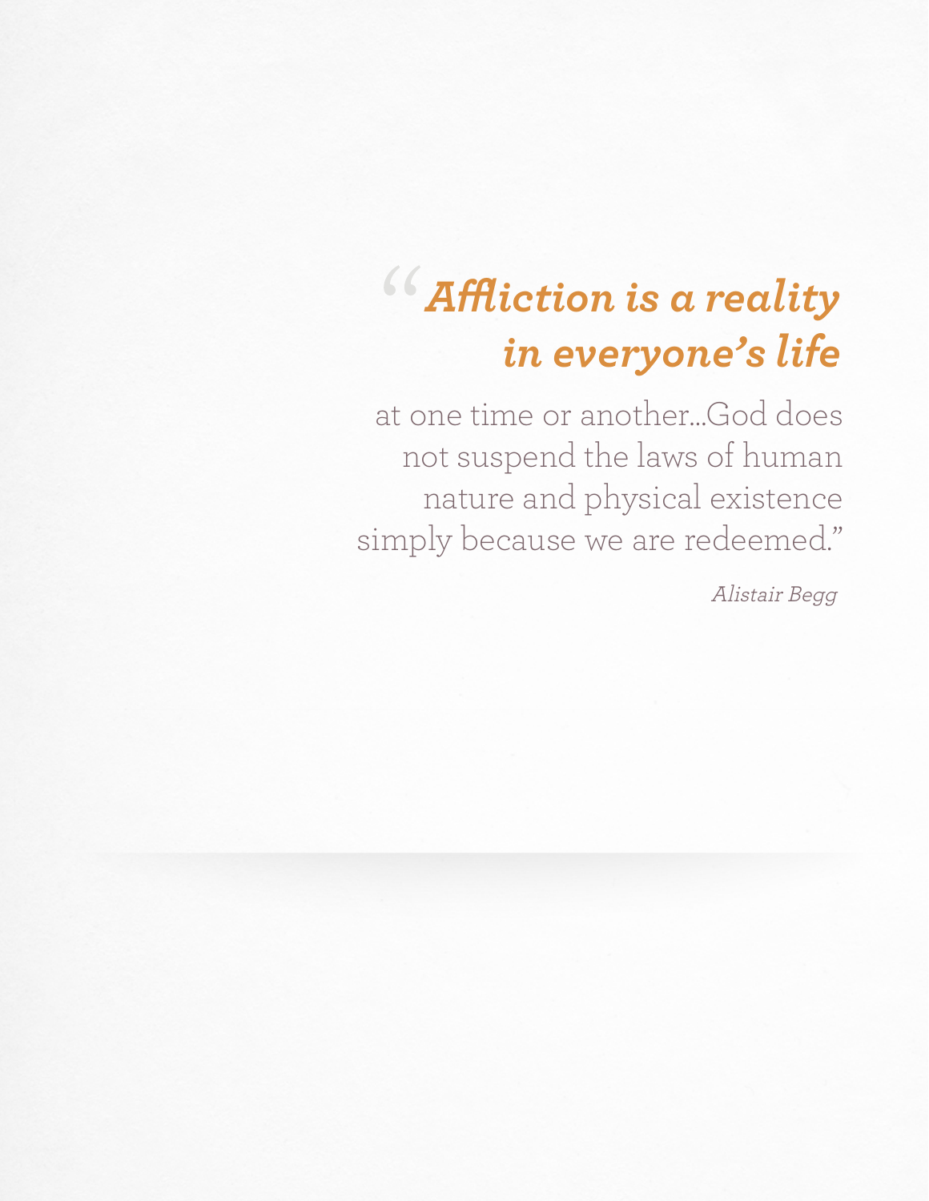> “***Affliction is a reality in everyone’s life*** at one time or another…God does not suspend the laws of human nature and physical existence simply because we are redeemed.”
>
> *Alistair Begg*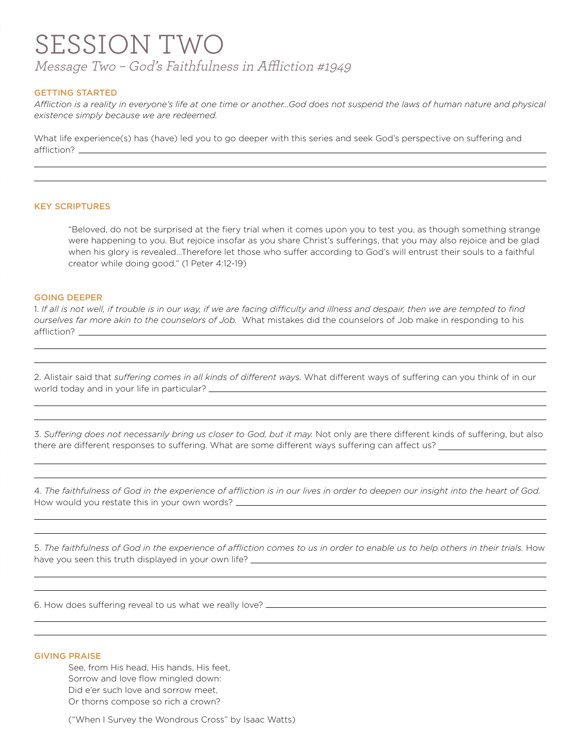# SESSION TWO

*Message Two – God's Faithfulness in Affliction #1949*

## GETTING STARTED

*Affliction is a reality in everyone's life at one time or another...God does not suspend the laws of human nature and physical existence simply because we are redeemed.*

What life experience(s) has (have) led you to go deeper with this series and seek God's perspective on suffering and affliction?

## KEY SCRIPTURES

> "Beloved, do not be surprised at the fiery trial when it comes upon you to test you, as though something strange were happening to you. But rejoice insofar as you share Christ's sufferings, that you may also rejoice and be glad when his glory is revealed...Therefore let those who suffer according to God's will entrust their souls to a faithful creator while doing good." (1 Peter 4:12-19)

## GOING DEEPER

1. *If all is not well, if trouble is in our way, if we are facing difficulty and illness and despair, then we are tempted to find ourselves far more akin to the counselors of Job.* What mistakes did the counselors of Job make in responding to his affliction?

2. Alistair said that *suffering comes in all kinds of different ways.* What different ways of suffering can you think of in our world today and in your life in particular?

3. *Suffering does not necessarily bring us closer to God, but it may.* Not only are there different kinds of suffering, but also there are different responses to suffering. What are some different ways suffering can affect us?

4. *The faithfulness of God in the experience of affliction is in our lives in order to deepen our insight into the heart of God.* How would you restate this in your own words?

5. *The faithfulness of God in the experience of affliction comes to us in order to enable us to help others in their trials.* How have you seen this truth displayed in your own life?

6. How does suffering reveal to us what we really love?

## GIVING PRAISE

> See, from His head, His hands, His feet,
> Sorrow and love flow mingled down:
> Did e'er such love and sorrow meet,
> Or thorns compose so rich a crown?
>
> ("When I Survey the Wondrous Cross" by Isaac Watts)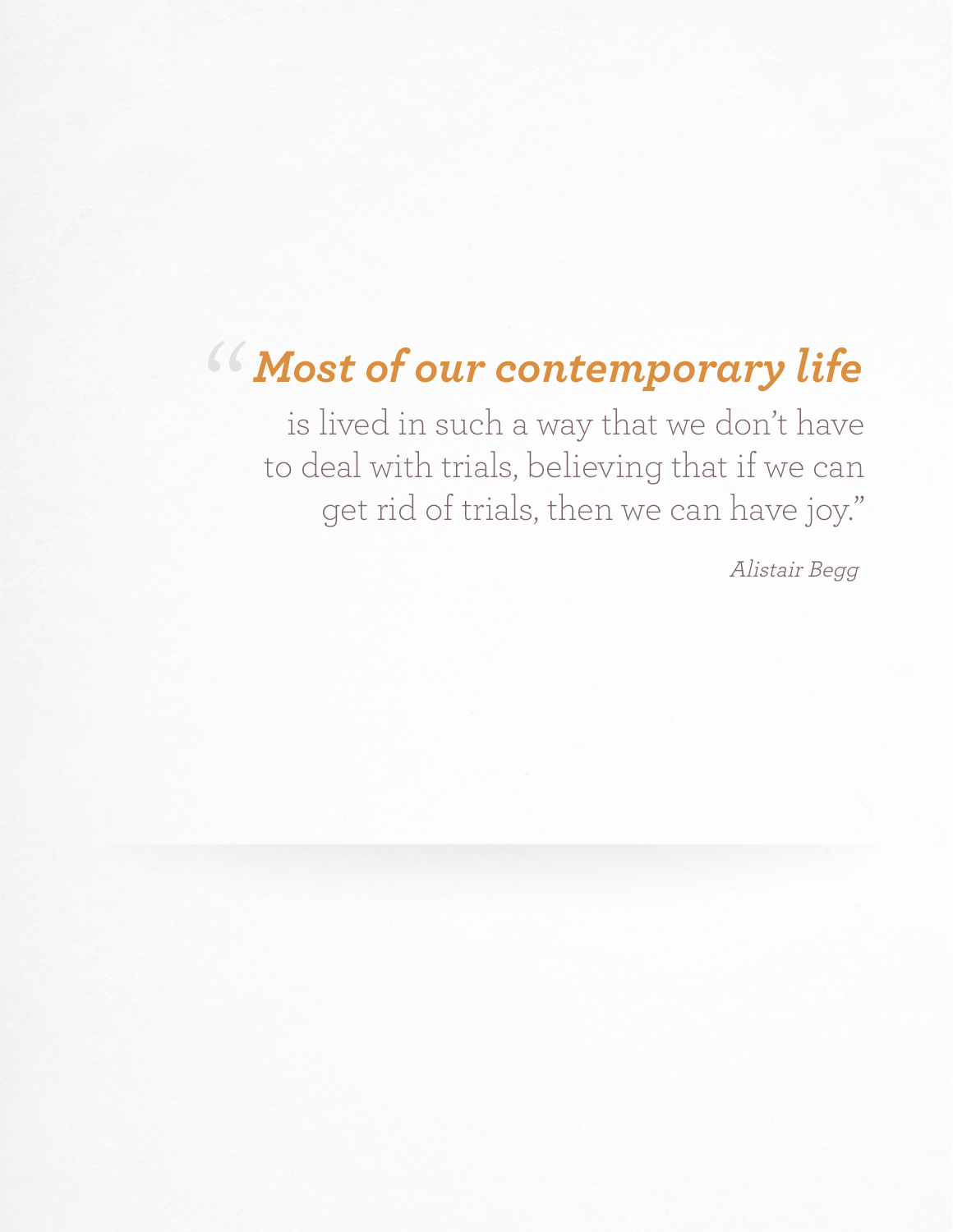> “***Most of our contemporary life*** is lived in such a way that we don’t have to deal with trials, believing that if we can get rid of trials, then we can have joy.”
>
> *Alistair Begg*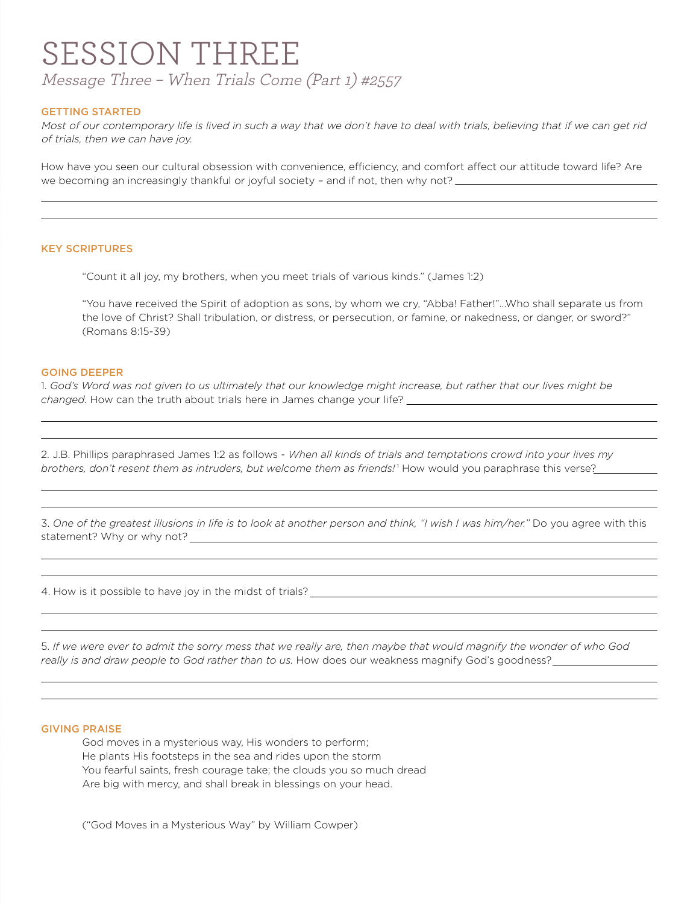# SESSION THREE

*Message Three – When Trials Come (Part 1) #2557*

### GETTING STARTED

*Most of our contemporary life is lived in such a way that we don't have to deal with trials, believing that if we can get rid of trials, then we can have joy.*

How have you seen our cultural obsession with convenience, efficiency, and comfort affect our attitude toward life? Are we becoming an increasingly thankful or joyful society – and if not, then why not?

### KEY SCRIPTURES

> "Count it all joy, my brothers, when you meet trials of various kinds." (James 1:2)
>
> "You have received the Spirit of adoption as sons, by whom we cry, "Abba! Father!"...Who shall separate us from the love of Christ? Shall tribulation, or distress, or persecution, or famine, or nakedness, or danger, or sword?" (Romans 8:15-39)

### GOING DEEPER

1. *God's Word was not given to us ultimately that our knowledge might increase, but rather that our lives might be changed.* How can the truth about trials here in James change your life?

2. J.B. Phillips paraphrased James 1:2 as follows - *When all kinds of trials and temptations crowd into your lives my brothers, don't resent them as intruders, but welcome them as friends!*[1] How would you paraphrase this verse?

3. *One of the greatest illusions in life is to look at another person and think, "I wish I was him/her."* Do you agree with this statement? Why or why not?

4. How is it possible to have joy in the midst of trials?

5. *If we were ever to admit the sorry mess that we really are, then maybe that would magnify the wonder of who God really is and draw people to God rather than to us.* How does our weakness magnify God's goodness?

### GIVING PRAISE

> God moves in a mysterious way, His wonders to perform;
> He plants His footsteps in the sea and rides upon the storm
> You fearful saints, fresh courage take; the clouds you so much dread
> Are big with mercy, and shall break in blessings on your head.
>
> ("God Moves in a Mysterious Way" by William Cowper)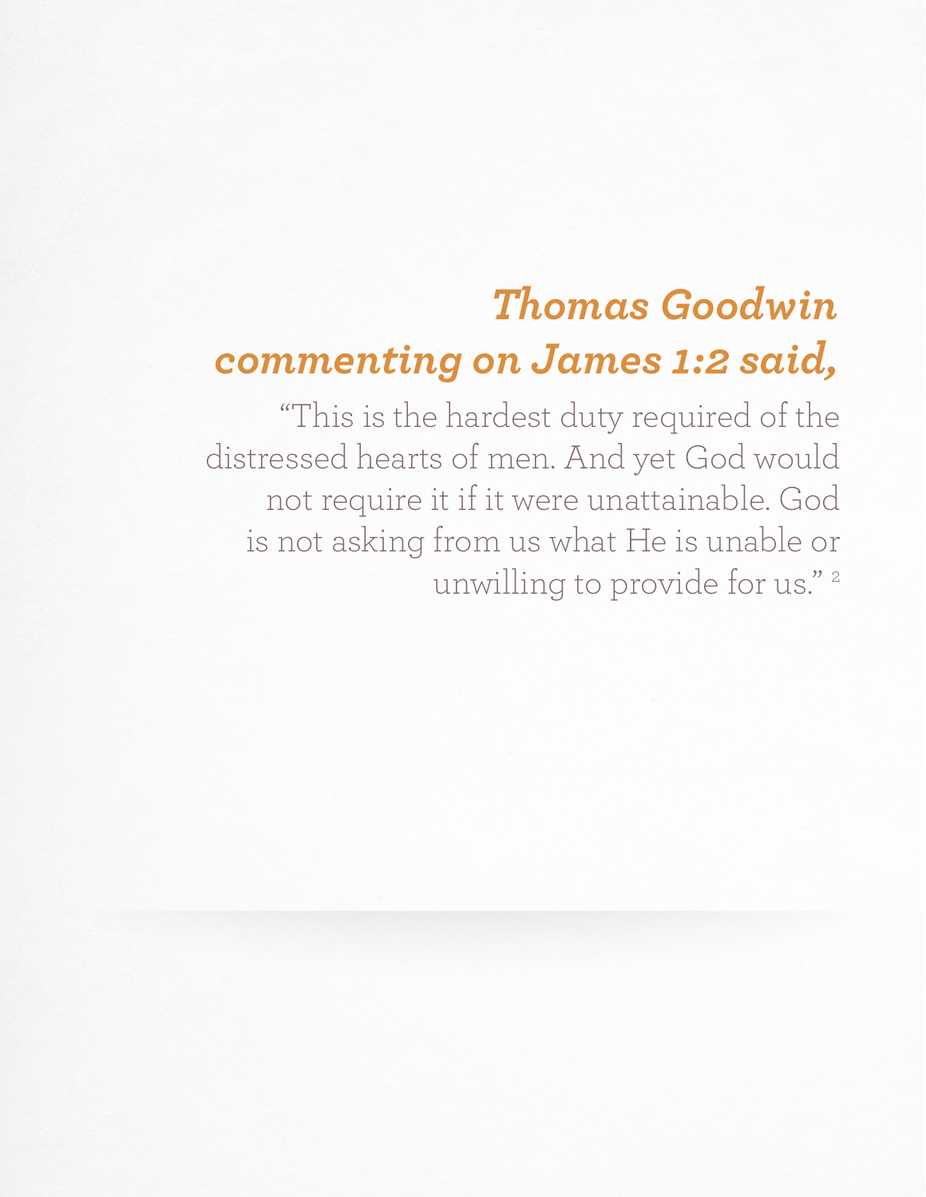## *Thomas Goodwin commenting on James 1:2 said,*

"This is the hardest duty required of the distressed hearts of men. And yet God would not require it if it were unattainable. God is not asking from us what He is unable or unwilling to provide for us." [2]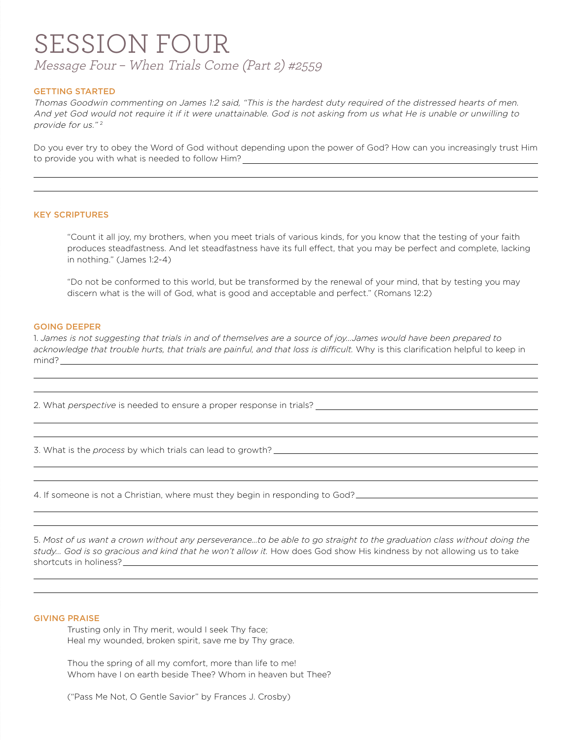# SESSION FOUR

*Message Four – When Trials Come (Part 2) #2559*

## GETTING STARTED

*Thomas Goodwin commenting on James 1:2 said, "This is the hardest duty required of the distressed hearts of men. And yet God would not require it if it were unattainable. God is not asking from us what He is unable or unwilling to provide for us."* [2]

Do you ever try to obey the Word of God without depending upon the power of God? How can you increasingly trust Him to provide you with what is needed to follow Him?

## KEY SCRIPTURES

> "Count it all joy, my brothers, when you meet trials of various kinds, for you know that the testing of your faith produces steadfastness. And let steadfastness have its full effect, that you may be perfect and complete, lacking in nothing." (James 1:2-4)
>
> "Do not be conformed to this world, but be transformed by the renewal of your mind, that by testing you may discern what is the will of God, what is good and acceptable and perfect." (Romans 12:2)

## GOING DEEPER

1. *James is not suggesting that trials in and of themselves are a source of joy…James would have been prepared to acknowledge that trouble hurts, that trials are painful, and that loss is difficult.* Why is this clarification helpful to keep in mind?

2. What *perspective* is needed to ensure a proper response in trials?

3. What is the *process* by which trials can lead to growth?

4. If someone is not a Christian, where must they begin in responding to God?

5. *Most of us want a crown without any perseverance…to be able to go straight to the graduation class without doing the study… God is so gracious and kind that he won't allow it.* How does God show His kindness by not allowing us to take shortcuts in holiness?

## GIVING PRAISE

> Trusting only in Thy merit, would I seek Thy face;
> Heal my wounded, broken spirit, save me by Thy grace.
>
> Thou the spring of all my comfort, more than life to me!
> Whom have I on earth beside Thee? Whom in heaven but Thee?
>
> ("Pass Me Not, O Gentle Savior" by Frances J. Crosby)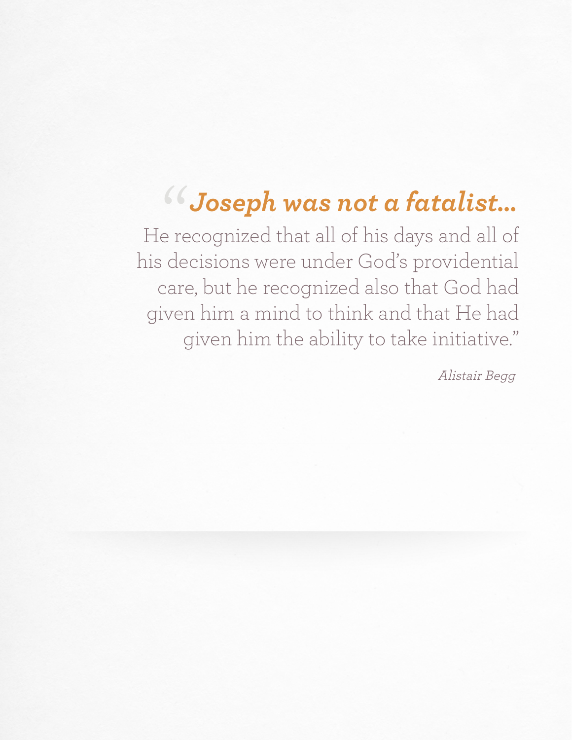> "***Joseph was not a fatalist...***
> He recognized that all of his days and all of his decisions were under God's providential care, but he recognized also that God had given him a mind to think and that He had given him the ability to take initiative."
>
> *Alistair Begg*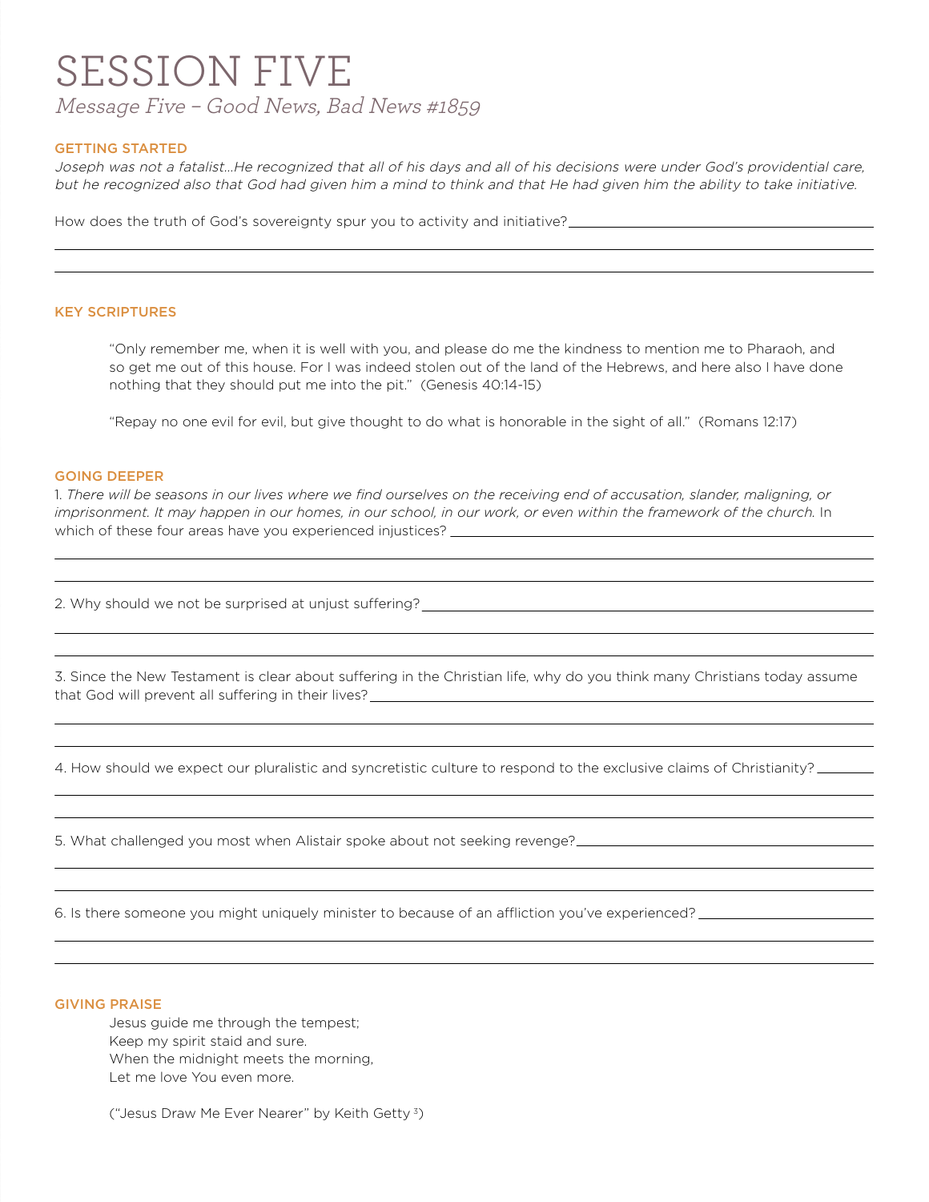# SESSION FIVE

*Message Five – Good News, Bad News #1859*

## GETTING STARTED

*Joseph was not a fatalist...He recognized that all of his days and all of his decisions were under God's providential care, but he recognized also that God had given him a mind to think and that He had given him the ability to take initiative.*

How does the truth of God's sovereignty spur you to activity and initiative?

## KEY SCRIPTURES

> "Only remember me, when it is well with you, and please do me the kindness to mention me to Pharaoh, and so get me out of this house. For I was indeed stolen out of the land of the Hebrews, and here also I have done nothing that they should put me into the pit." (Genesis 40:14-15)

> "Repay no one evil for evil, but give thought to do what is honorable in the sight of all." (Romans 12:17)

## GOING DEEPER

1. *There will be seasons in our lives where we find ourselves on the receiving end of accusation, slander, maligning, or imprisonment. It may happen in our homes, in our school, in our work, or even within the framework of the church.* In which of these four areas have you experienced injustices?

2. Why should we not be surprised at unjust suffering?

3. Since the New Testament is clear about suffering in the Christian life, why do you think many Christians today assume that God will prevent all suffering in their lives?

4. How should we expect our pluralistic and syncretistic culture to respond to the exclusive claims of Christianity?

5. What challenged you most when Alistair spoke about not seeking revenge?

6. Is there someone you might uniquely minister to because of an affliction you've experienced?

## GIVING PRAISE

Jesus guide me through the tempest;
Keep my spirit staid and sure.
When the midnight meets the morning,
Let me love You even more.

("Jesus Draw Me Ever Nearer" by Keith Getty [3])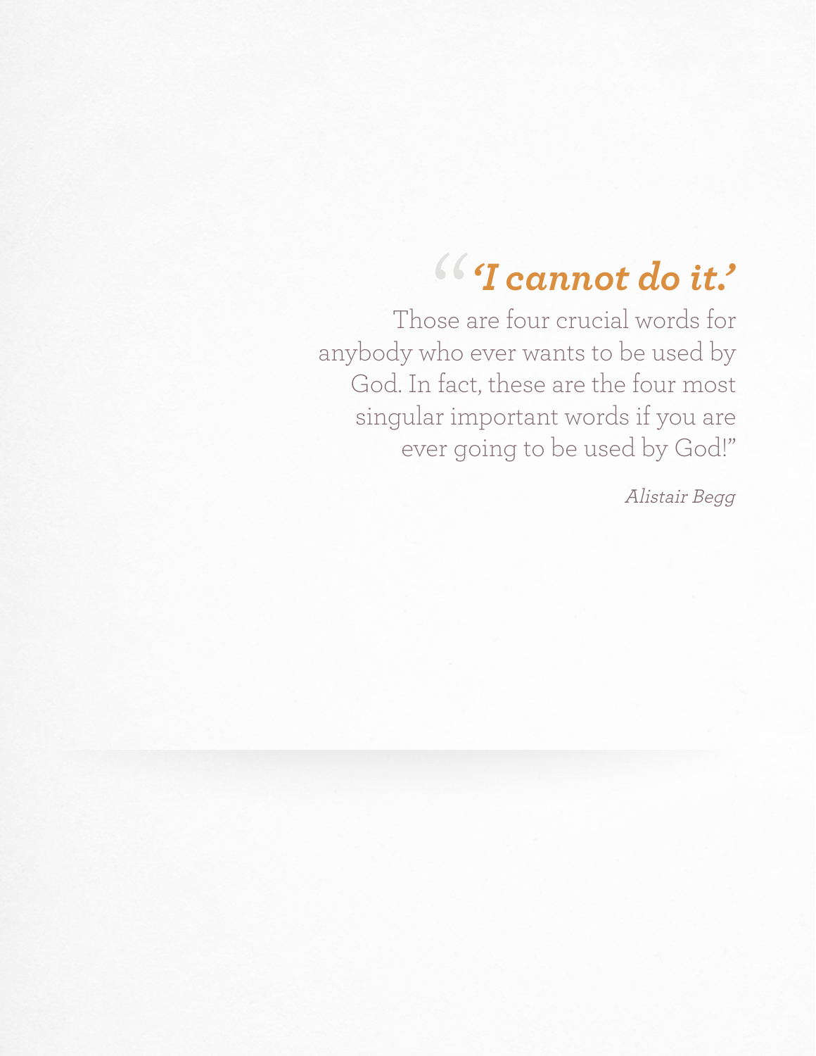> "***'I cannot do it.'***
>
> Those are four crucial words for anybody who ever wants to be used by God. In fact, these are the four most singular important words if you are ever going to be used by God!"
>
> *Alistair Begg*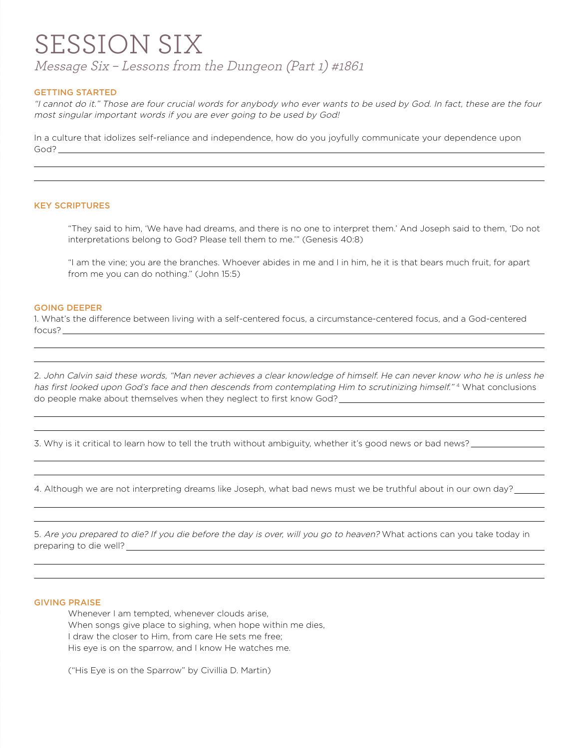# SESSION SIX

*Message Six – Lessons from the Dungeon (Part 1) #1861*

## GETTING STARTED

*"I cannot do it." Those are four crucial words for anybody who ever wants to be used by God. In fact, these are the four most singular important words if you are ever going to be used by God!*

In a culture that idolizes self-reliance and independence, how do you joyfully communicate your dependence upon God?

## KEY SCRIPTURES

"They said to him, 'We have had dreams, and there is no one to interpret them.' And Joseph said to them, 'Do not interpretations belong to God? Please tell them to me.'" (Genesis 40:8)

"I am the vine; you are the branches. Whoever abides in me and I in him, he it is that bears much fruit, for apart from me you can do nothing." (John 15:5)

## GOING DEEPER

1. What's the difference between living with a self-centered focus, a circumstance-centered focus, and a God-centered focus?

2. *John Calvin said these words, "Man never achieves a clear knowledge of himself. He can never know who he is unless he has first looked upon God's face and then descends from contemplating Him to scrutinizing himself."* [4] What conclusions do people make about themselves when they neglect to first know God?

3. Why is it critical to learn how to tell the truth without ambiguity, whether it's good news or bad news?

4. Although we are not interpreting dreams like Joseph, what bad news must we be truthful about in our own day?

5. *Are you prepared to die? If you die before the day is over, will you go to heaven?* What actions can you take today in preparing to die well?

## GIVING PRAISE

Whenever I am tempted, whenever clouds arise,
When songs give place to sighing, when hope within me dies,
I draw the closer to Him, from care He sets me free;
His eye is on the sparrow, and I know He watches me.

("His Eye is on the Sparrow" by Civillia D. Martin)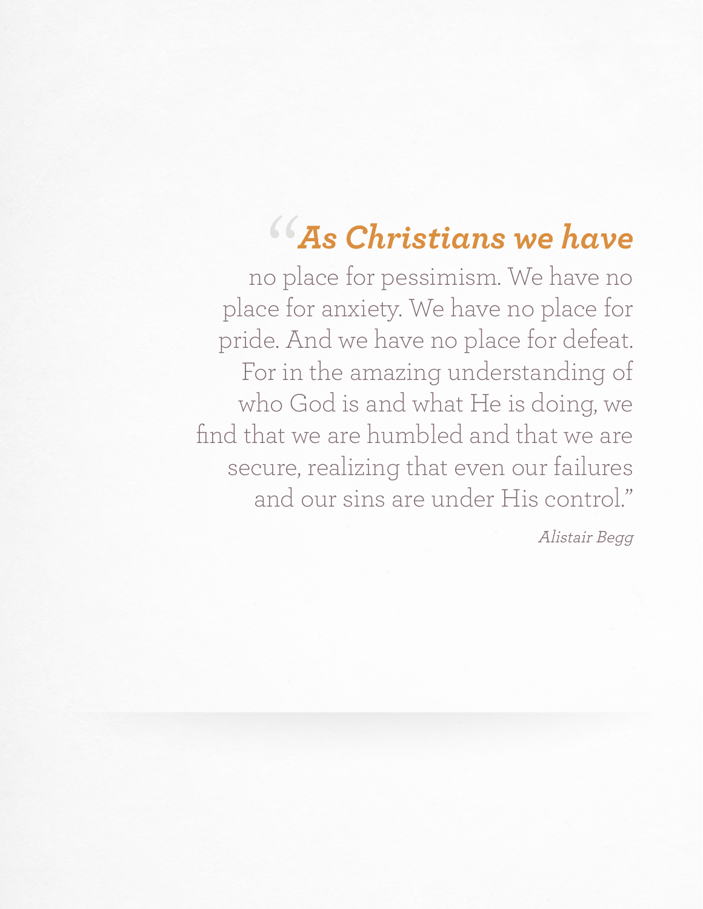> "***As Christians we have*** no place for pessimism. We have no place for anxiety. We have no place for pride. And we have no place for defeat. For in the amazing understanding of who God is and what He is doing, we find that we are humbled and that we are secure, realizing that even our failures and our sins are under His control."
>
> *Alistair Begg*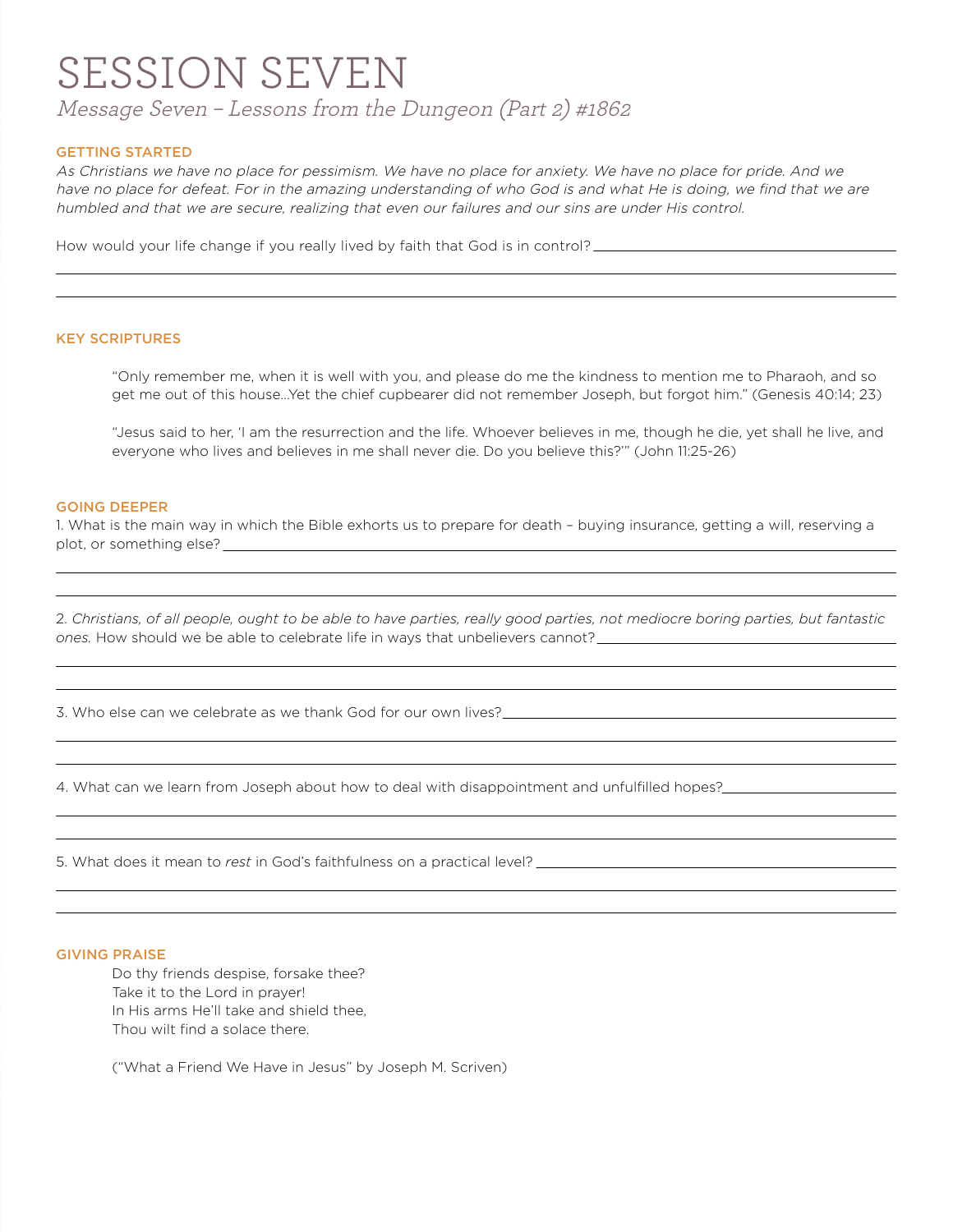# SESSION SEVEN

*Message Seven – Lessons from the Dungeon (Part 2) #1862*

## GETTING STARTED

*As Christians we have no place for pessimism. We have no place for anxiety. We have no place for pride. And we have no place for defeat. For in the amazing understanding of who God is and what He is doing, we find that we are humbled and that we are secure, realizing that even our failures and our sins are under His control.*

How would your life change if you really lived by faith that God is in control?

## KEY SCRIPTURES

> "Only remember me, when it is well with you, and please do me the kindness to mention me to Pharaoh, and so get me out of this house...Yet the chief cupbearer did not remember Joseph, but forgot him." (Genesis 40:14; 23)
>
> "Jesus said to her, 'I am the resurrection and the life. Whoever believes in me, though he die, yet shall he live, and everyone who lives and believes in me shall never die. Do you believe this?'" (John 11:25-26)

## GOING DEEPER

1. What is the main way in which the Bible exhorts us to prepare for death – buying insurance, getting a will, reserving a plot, or something else?

2. *Christians, of all people, ought to be able to have parties, really good parties, not mediocre boring parties, but fantastic ones.* How should we be able to celebrate life in ways that unbelievers cannot?

3. Who else can we celebrate as we thank God for our own lives?

4. What can we learn from Joseph about how to deal with disappointment and unfulfilled hopes?

5. What does it mean to *rest* in God's faithfulness on a practical level?

## GIVING PRAISE

> Do thy friends despise, forsake thee?
> Take it to the Lord in prayer!
> In His arms He'll take and shield thee,
> Thou wilt find a solace there.
>
> ("What a Friend We Have in Jesus" by Joseph M. Scriven)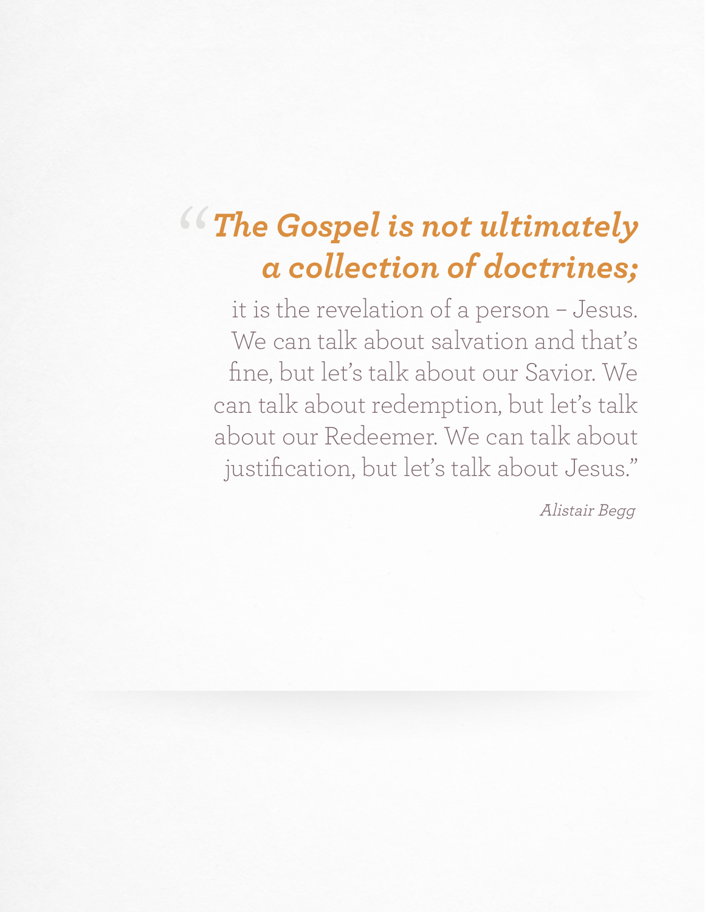> ***"The Gospel is not ultimately a collection of doctrines;*** it is the revelation of a person – Jesus. We can talk about salvation and that's fine, but let's talk about our Savior. We can talk about redemption, but let's talk about our Redeemer. We can talk about justification, but let's talk about Jesus."
>
> *Alistair Begg*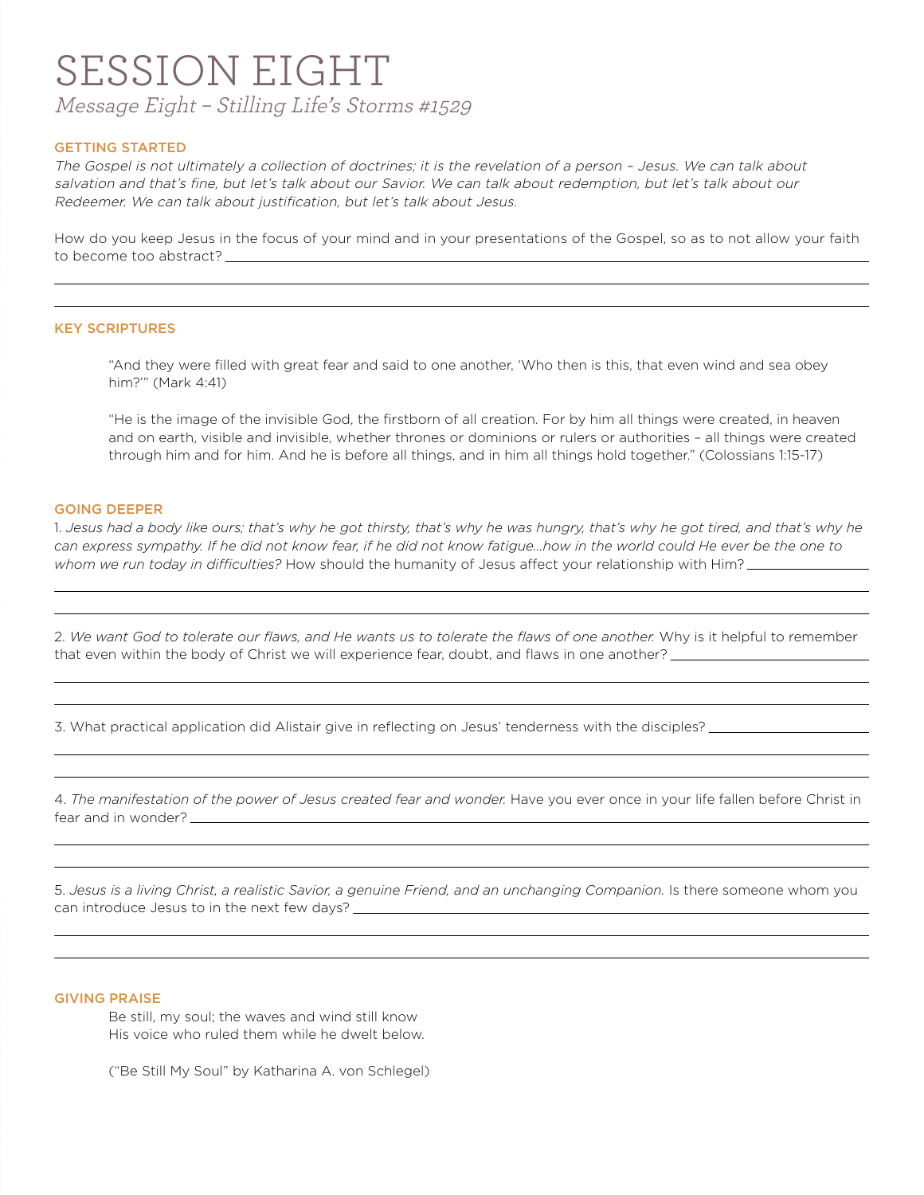# SESSION EIGHT

*Message Eight – Stilling Life's Storms #1529*

## GETTING STARTED

*The Gospel is not ultimately a collection of doctrines; it is the revelation of a person – Jesus. We can talk about salvation and that's fine, but let's talk about our Savior. We can talk about redemption, but let's talk about our Redeemer. We can talk about justification, but let's talk about Jesus.*

How do you keep Jesus in the focus of your mind and in your presentations of the Gospel, so as to not allow your faith to become too abstract?

## KEY SCRIPTURES

> "And they were filled with great fear and said to one another, 'Who then is this, that even wind and sea obey him?'" (Mark 4:41)
>
> "He is the image of the invisible God, the firstborn of all creation. For by him all things were created, in heaven and on earth, visible and invisible, whether thrones or dominions or rulers or authorities – all things were created through him and for him. And he is before all things, and in him all things hold together." (Colossians 1:15-17)

## GOING DEEPER

1. *Jesus had a body like ours; that's why he got thirsty, that's why he was hungry, that's why he got tired, and that's why he can express sympathy. If he did not know fear, if he did not know fatigue...how in the world could He ever be the one to whom we run today in difficulties?* How should the humanity of Jesus affect your relationship with Him?

2. *We want God to tolerate our flaws, and He wants us to tolerate the flaws of one another.* Why is it helpful to remember that even within the body of Christ we will experience fear, doubt, and flaws in one another?

3. What practical application did Alistair give in reflecting on Jesus' tenderness with the disciples?

4. *The manifestation of the power of Jesus created fear and wonder.* Have you ever once in your life fallen before Christ in fear and in wonder?

5. *Jesus is a living Christ, a realistic Savior, a genuine Friend, and an unchanging Companion.* Is there someone whom you can introduce Jesus to in the next few days?

## GIVING PRAISE

Be still, my soul; the waves and wind still know
His voice who ruled them while he dwelt below.

("Be Still My Soul" by Katharina A. von Schlegel)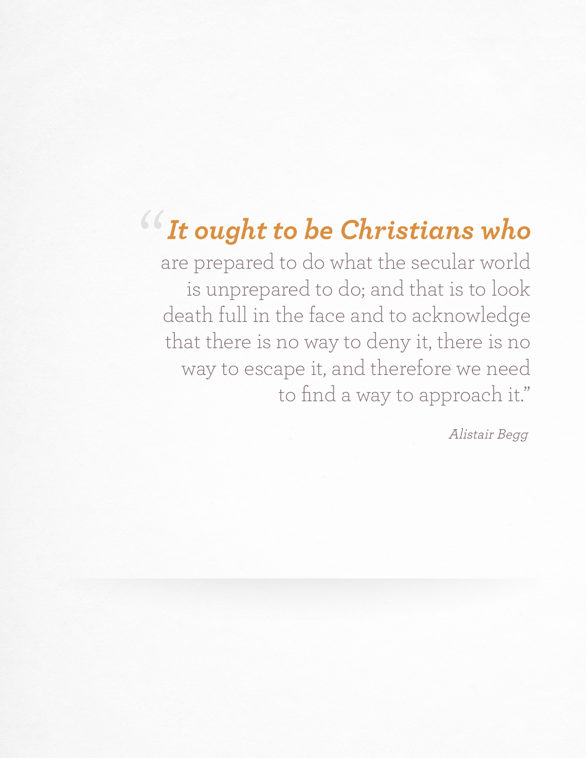> “***It ought to be Christians who*** are prepared to do what the secular world is unprepared to do; and that is to look death full in the face and to acknowledge that there is no way to deny it, there is no way to escape it, and therefore we need to find a way to approach it.”
>
> *Alistair Begg*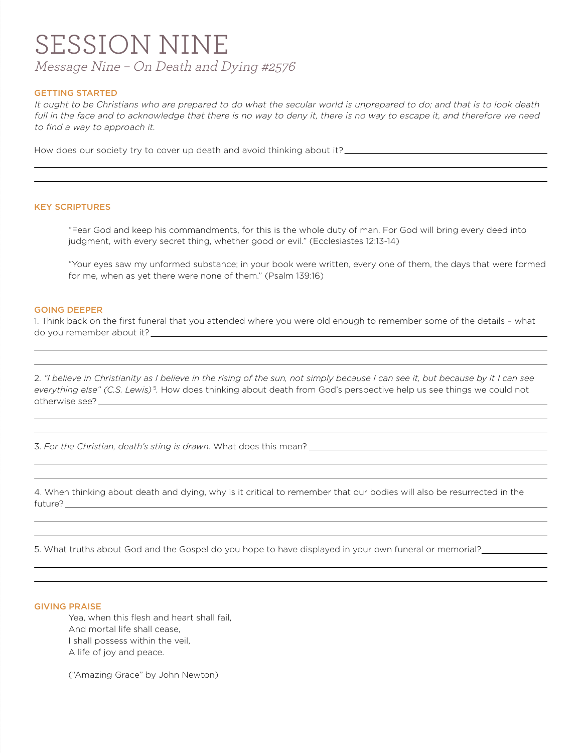# SESSION NINE

*Message Nine – On Death and Dying #2576*

### GETTING STARTED

*It ought to be Christians who are prepared to do what the secular world is unprepared to do; and that is to look death full in the face and to acknowledge that there is no way to deny it, there is no way to escape it, and therefore we need to find a way to approach it.*

How does our society try to cover up death and avoid thinking about it?

### KEY SCRIPTURES

> "Fear God and keep his commandments, for this is the whole duty of man. For God will bring every deed into judgment, with every secret thing, whether good or evil." (Ecclesiastes 12:13-14)

> "Your eyes saw my unformed substance; in your book were written, every one of them, the days that were formed for me, when as yet there were none of them." (Psalm 139:16)

### GOING DEEPER

1. Think back on the first funeral that you attended where you were old enough to remember some of the details – what do you remember about it?

2. *"I believe in Christianity as I believe in the rising of the sun, not simply because I can see it, but because by it I can see everything else" (C.S. Lewis)*[5]. How does thinking about death from God's perspective help us see things we could not otherwise see?

3. *For the Christian, death's sting is drawn.* What does this mean?

4. When thinking about death and dying, why is it critical to remember that our bodies will also be resurrected in the future?

5. What truths about God and the Gospel do you hope to have displayed in your own funeral or memorial?

### GIVING PRAISE

Yea, when this flesh and heart shall fail,
And mortal life shall cease,
I shall possess within the veil,
A life of joy and peace.

("Amazing Grace" by John Newton)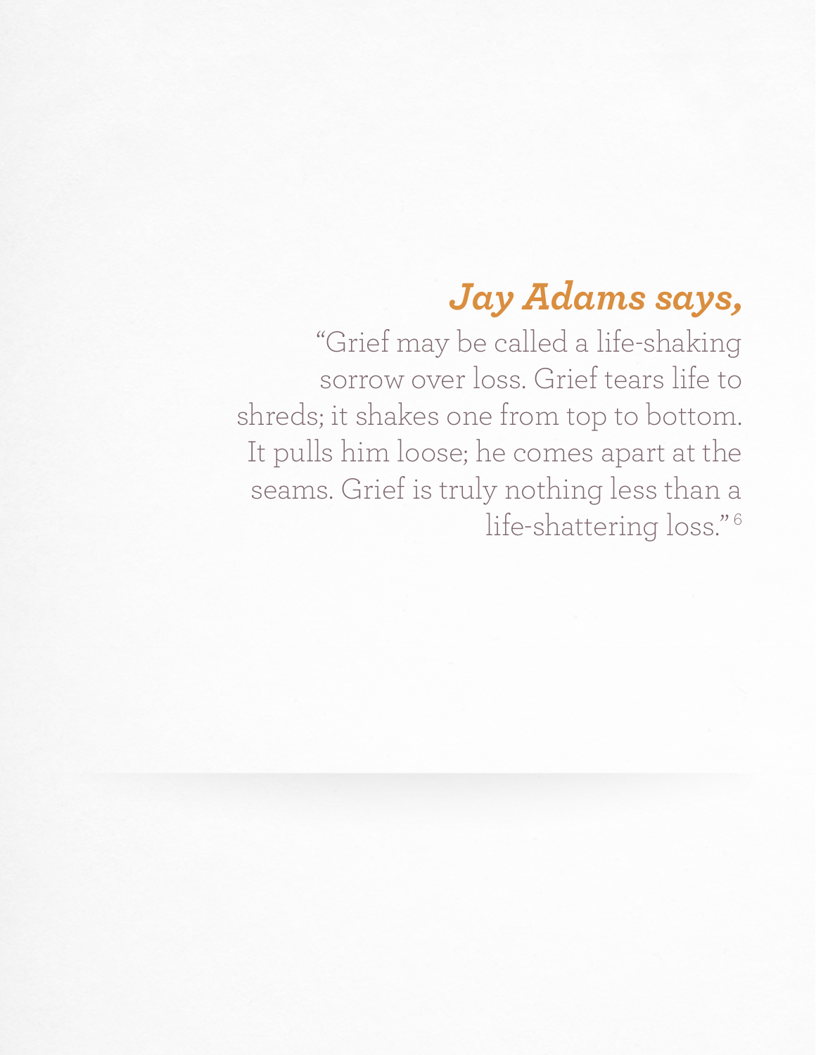***Jay Adams says,***

"Grief may be called a life-shaking sorrow over loss. Grief tears life to shreds; it shakes one from top to bottom. It pulls him loose; he comes apart at the seams. Grief is truly nothing less than a life-shattering loss."[6]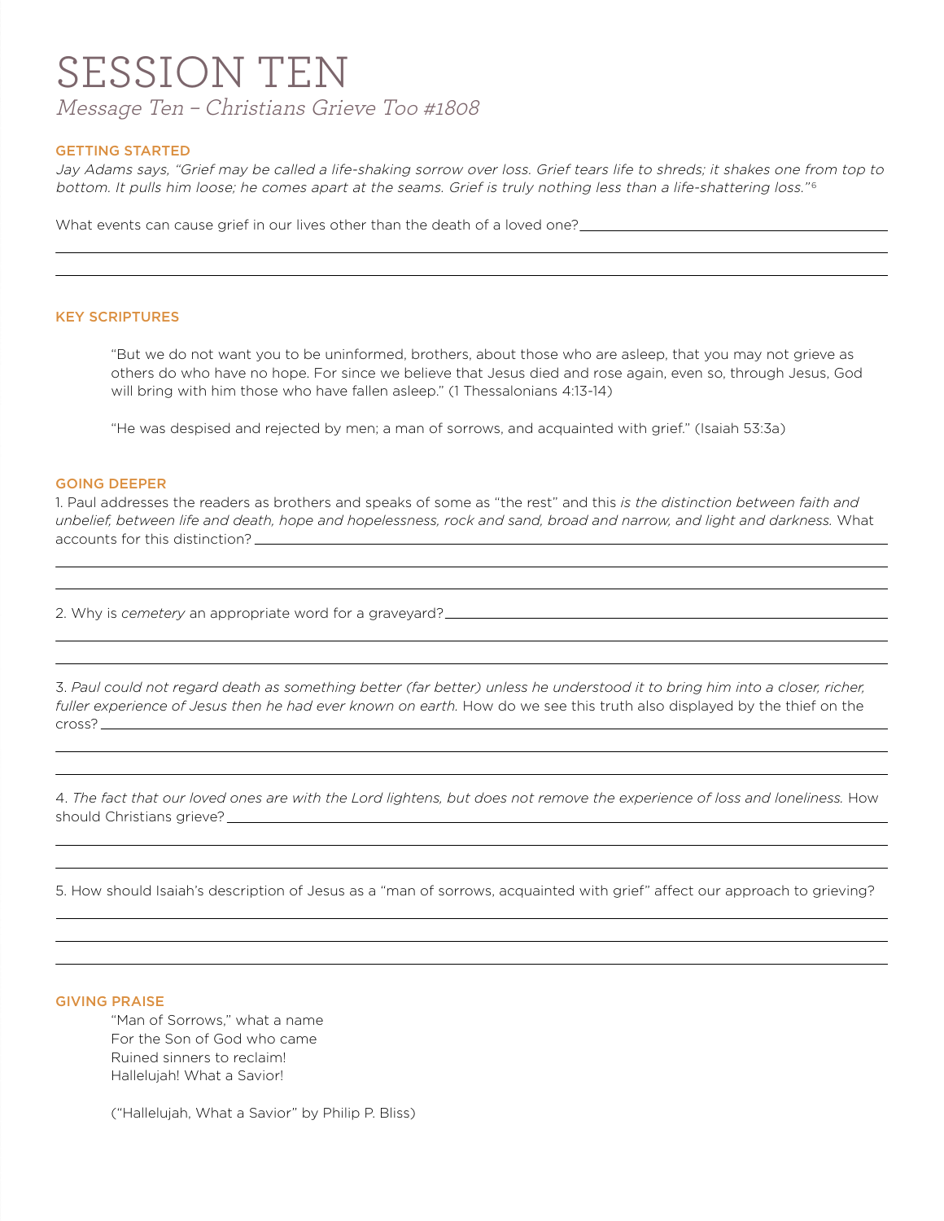# SESSION TEN

*Message Ten – Christians Grieve Too #1808*

## GETTING STARTED

*Jay Adams says, "Grief may be called a life-shaking sorrow over loss. Grief tears life to shreds; it shakes one from top to bottom. It pulls him loose; he comes apart at the seams. Grief is truly nothing less than a life-shattering loss."*[6]

What events can cause grief in our lives other than the death of a loved one?

## KEY SCRIPTURES

> "But we do not want you to be uninformed, brothers, about those who are asleep, that you may not grieve as others do who have no hope. For since we believe that Jesus died and rose again, even so, through Jesus, God will bring with him those who have fallen asleep." (1 Thessalonians 4:13-14)
>
> "He was despised and rejected by men; a man of sorrows, and acquainted with grief." (Isaiah 53:3a)

## GOING DEEPER

1. Paul addresses the readers as brothers and speaks of some as "the rest" and this *is the distinction between faith and unbelief, between life and death, hope and hopelessness, rock and sand, broad and narrow, and light and darkness.* What accounts for this distinction?

2. Why is *cemetery* an appropriate word for a graveyard?

3. *Paul could not regard death as something better (far better) unless he understood it to bring him into a closer, richer, fuller experience of Jesus then he had ever known on earth.* How do we see this truth also displayed by the thief on the cross?

4. *The fact that our loved ones are with the Lord lightens, but does not remove the experience of loss and loneliness.* How should Christians grieve?

5. How should Isaiah's description of Jesus as a "man of sorrows, acquainted with grief" affect our approach to grieving?

## GIVING PRAISE

> "Man of Sorrows," what a name
> For the Son of God who came
> Ruined sinners to reclaim!
> Hallelujah! What a Savior!
>
> ("Hallelujah, What a Savior" by Philip P. Bliss)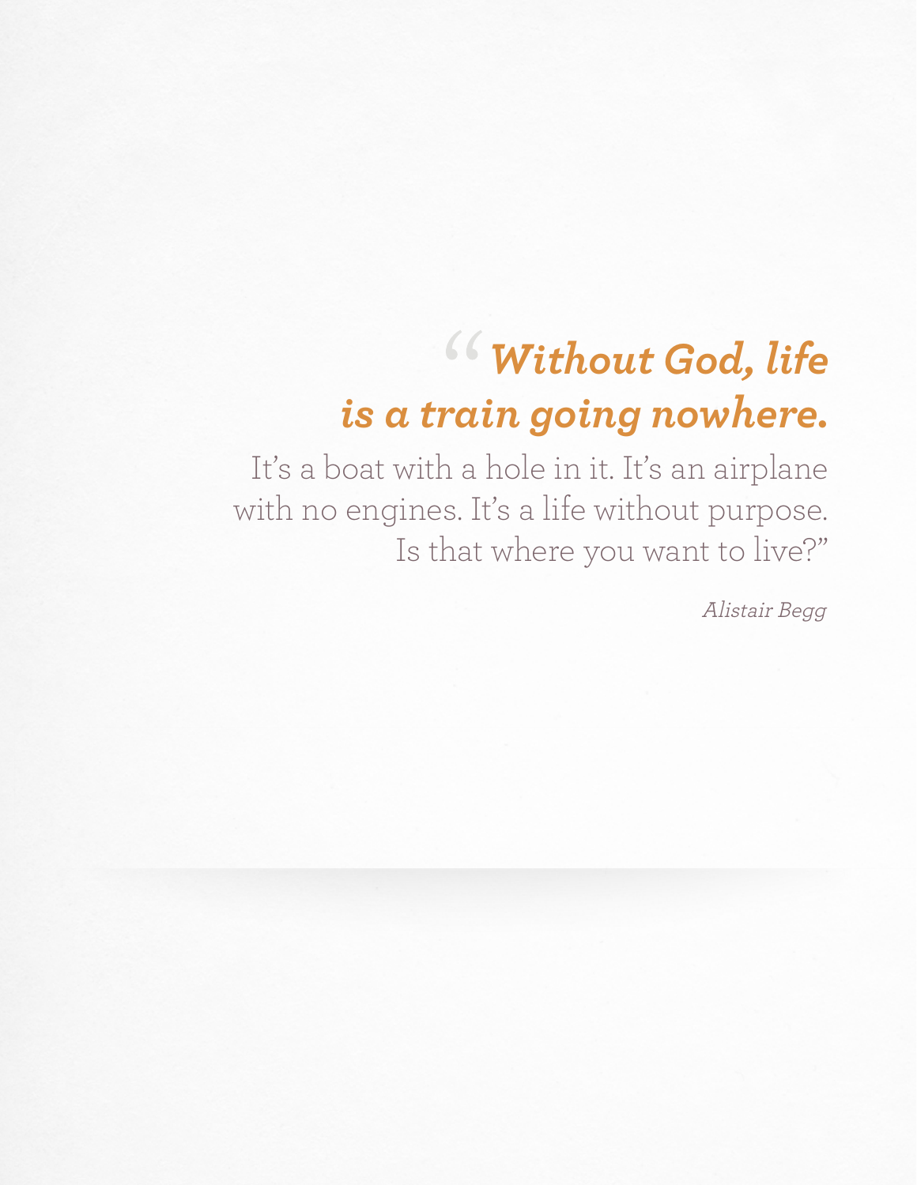> ***"Without God, life is a train going nowhere.***
> It's a boat with a hole in it. It's an airplane with no engines. It's a life without purpose. Is that where you want to live?"
>
> *Alistair Begg*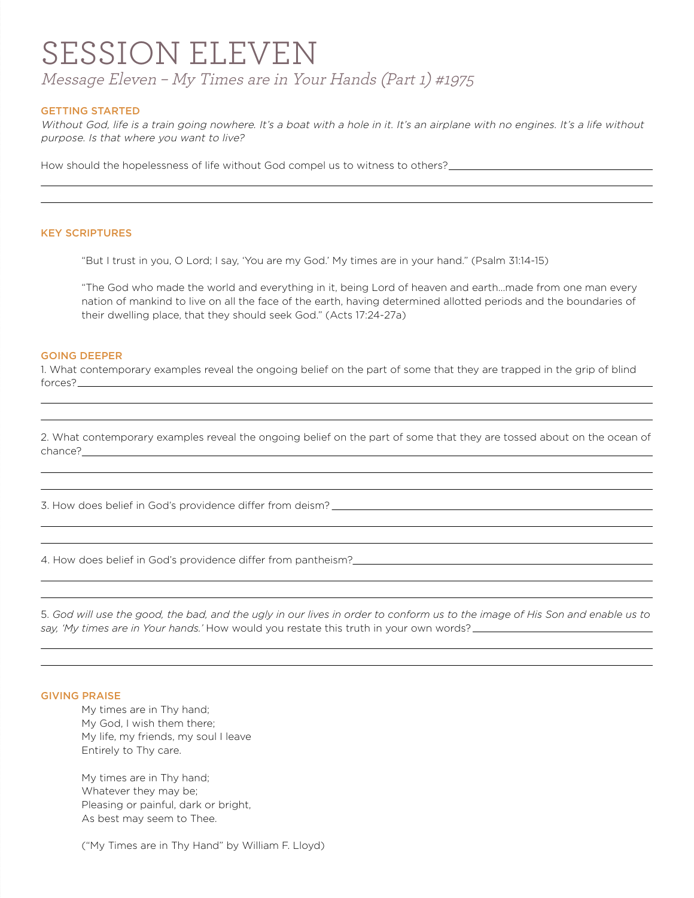# SESSION ELEVEN

*Message Eleven – My Times are in Your Hands (Part 1) #1975*

## GETTING STARTED

*Without God, life is a train going nowhere. It's a boat with a hole in it. It's an airplane with no engines. It's a life without purpose. Is that where you want to live?*

How should the hopelessness of life without God compel us to witness to others?

## KEY SCRIPTURES

> "But I trust in you, O Lord; I say, 'You are my God.' My times are in your hand." (Psalm 31:14-15)
>
> "The God who made the world and everything in it, being Lord of heaven and earth…made from one man every nation of mankind to live on all the face of the earth, having determined allotted periods and the boundaries of their dwelling place, that they should seek God." (Acts 17:24-27a)

## GOING DEEPER

1. What contemporary examples reveal the ongoing belief on the part of some that they are trapped in the grip of blind forces?

2. What contemporary examples reveal the ongoing belief on the part of some that they are tossed about on the ocean of chance?

3. How does belief in God's providence differ from deism?

4. How does belief in God's providence differ from pantheism?

5. *God will use the good, the bad, and the ugly in our lives in order to conform us to the image of His Son and enable us to say, 'My times are in Your hands.'* How would you restate this truth in your own words?

## GIVING PRAISE

My times are in Thy hand;
My God, I wish them there;
My life, my friends, my soul I leave
Entirely to Thy care.

My times are in Thy hand;
Whatever they may be;
Pleasing or painful, dark or bright,
As best may seem to Thee.

("My Times are in Thy Hand" by William F. Lloyd)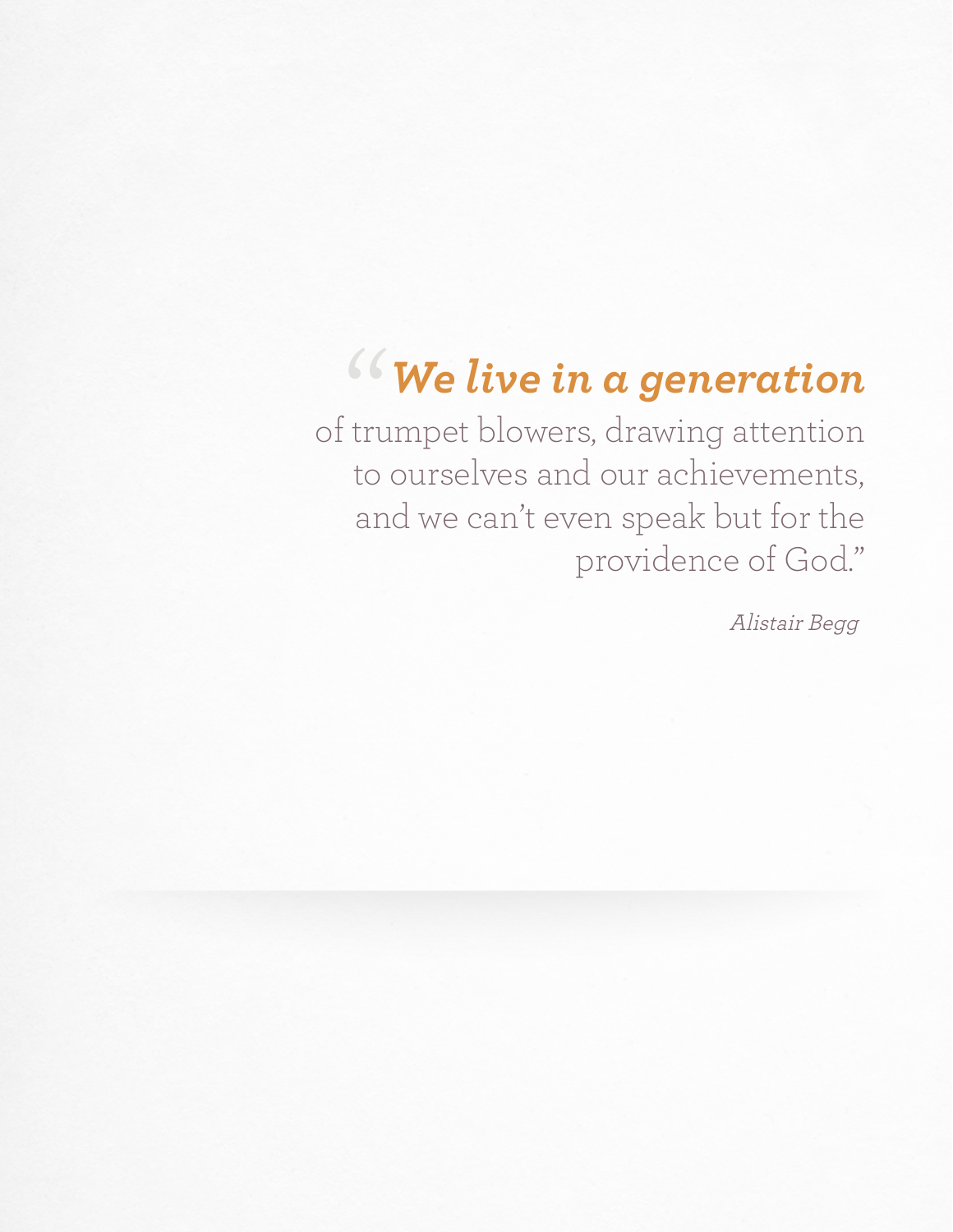> "***We live in a generation*** of trumpet blowers, drawing attention to ourselves and our achievements, and we can't even speak but for the providence of God."
>
> *Alistair Begg*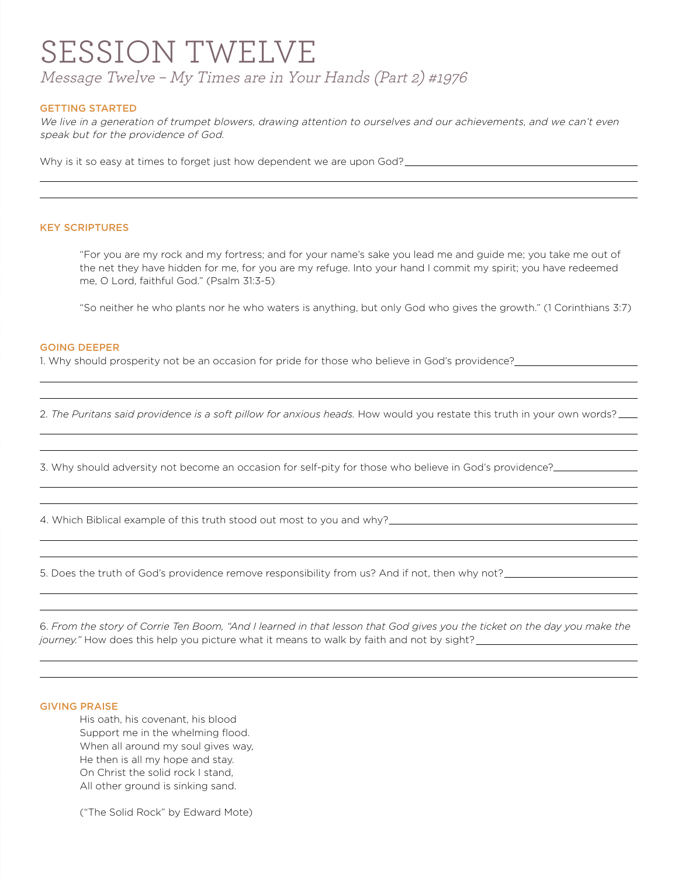# SESSION TWELVE

*Message Twelve – My Times are in Your Hands (Part 2) #1976*

## GETTING STARTED

*We live in a generation of trumpet blowers, drawing attention to ourselves and our achievements, and we can't even speak but for the providence of God.*

Why is it so easy at times to forget just how dependent we are upon God?

## KEY SCRIPTURES

> "For you are my rock and my fortress; and for your name's sake you lead me and guide me; you take me out of the net they have hidden for me, for you are my refuge. Into your hand I commit my spirit; you have redeemed me, O Lord, faithful God." (Psalm 31:3-5)

> "So neither he who plants nor he who waters is anything, but only God who gives the growth." (1 Corinthians 3:7)

## GOING DEEPER

1. Why should prosperity not be an occasion for pride for those who believe in God's providence?

2. *The Puritans said providence is a soft pillow for anxious heads.* How would you restate this truth in your own words?

3. Why should adversity not become an occasion for self-pity for those who believe in God's providence?

4. Which Biblical example of this truth stood out most to you and why?

5. Does the truth of God's providence remove responsibility from us? And if not, then why not?

6. *From the story of Corrie Ten Boom, "And I learned in that lesson that God gives you the ticket on the day you make the journey."* How does this help you picture what it means to walk by faith and not by sight?

## GIVING PRAISE

His oath, his covenant, his blood
Support me in the whelming flood.
When all around my soul gives way,
He then is all my hope and stay.
On Christ the solid rock I stand,
All other ground is sinking sand.

("The Solid Rock" by Edward Mote)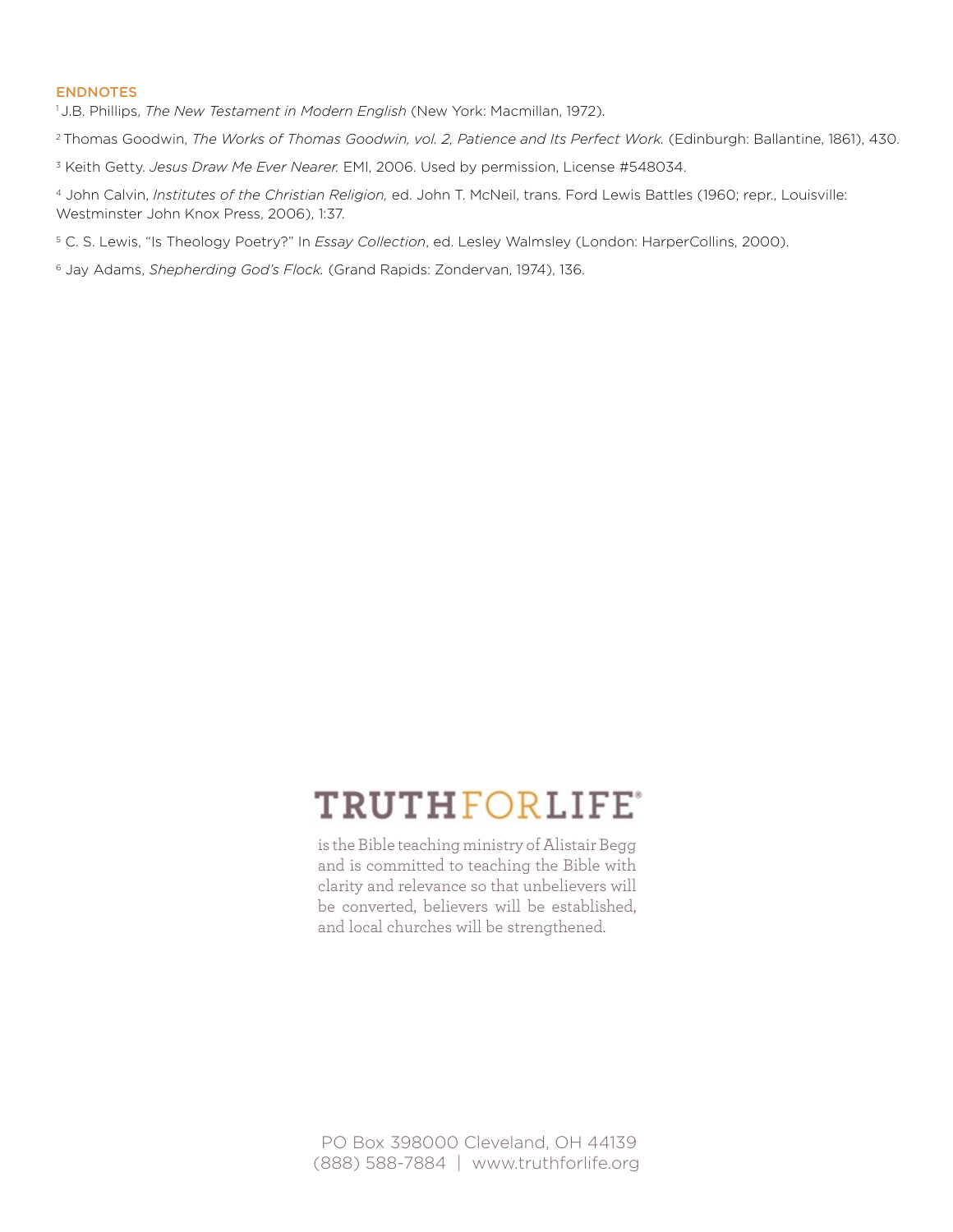## ENDNOTES

[1] J.B. Phillips, *The New Testament in Modern English* (New York: Macmillan, 1972).

[2] Thomas Goodwin, *The Works of Thomas Goodwin, vol. 2, Patience and Its Perfect Work.* (Edinburgh: Ballantine, 1861), 430.

[3] Keith Getty. *Jesus Draw Me Ever Nearer.* EMI, 2006. Used by permission, License #548034.

[4] John Calvin, *Institutes of the Christian Religion,* ed. John T. McNeil, trans. Ford Lewis Battles (1960; repr., Louisville: Westminster John Knox Press, 2006), 1:37.

[5] C. S. Lewis, "Is Theology Poetry?" In *Essay Collection*, ed. Lesley Walmsley (London: HarperCollins, 2000).

[6] Jay Adams, *Shepherding God's Flock.* (Grand Rapids: Zondervan, 1974), 136.

TRUTHFORLIFE®

is the Bible teaching ministry of Alistair Begg and is committed to teaching the Bible with clarity and relevance so that unbelievers will be converted, believers will be established, and local churches will be strengthened.

PO Box 398000 Cleveland, OH 44139
(888) 588-7884 | www.truthforlife.org